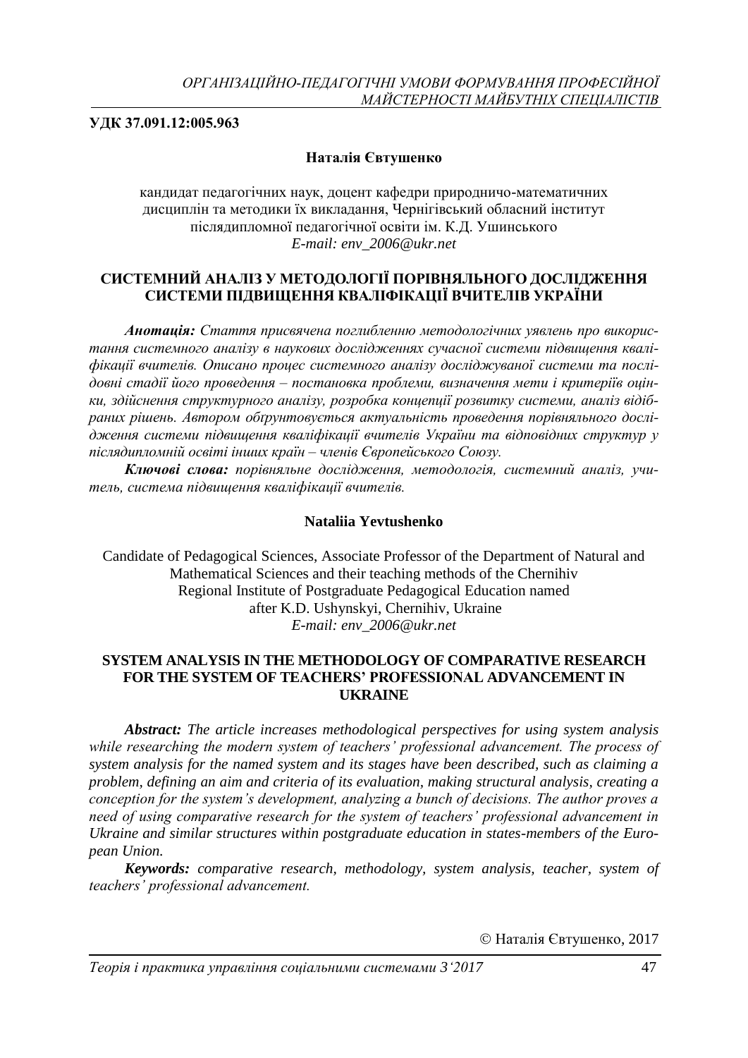**УДК 37.091.12:005.963**

**Наталія Євтушенко**

кандидат педагогічних наук, доцент кафедри природничо-математичних дисциплін та методики їх викладання, Чернігівський обласний інститут післядипломної педагогічної освіти ім. К.Д. Ушинського
*E-mail: env_2006@ukr.net*

# СИСТЕМНИЙ АНАЛІЗ У МЕТОДОЛОГІЇ ПОРІВНЯЛЬНОГО ДОСЛІДЖЕННЯ СИСТЕМИ ПІДВИЩЕННЯ КВАЛІФІКАЦІЇ ВЧИТЕЛІВ УКРАЇНИ

***Анотація:*** *Стаття присвячена поглибленню методологічних уявлень про використання системного аналізу в наукових дослідженнях сучасної системи підвищення кваліфікації вчителів. Описано процес системного аналізу досліджуваної системи та послідовні стадії його проведення – постановка проблеми, визначення мети і критеріїв оцінки, здійснення структурного аналізу, розробка концепції розвитку системи, аналіз відібраних рішень. Автором обґрунтовується актуальність проведення порівняльного дослідження системи підвищення кваліфікації вчителів України та відповідних структур у післядипломній освіті інших країн – членів Європейського Союзу.*

***Ключові слова:*** *порівняльне дослідження, методологія, системний аналіз, учитель, система підвищення кваліфікації вчителів.*

**Nataliia Yevtushenko**

Candidate of Pedagogical Sciences, Associate Professor of the Department of Natural and Mathematical Sciences and their teaching methods of the Chernihiv Regional Institute of Postgraduate Pedagogical Education named after K.D. Ushynskyi, Chernihiv, Ukraine
*E-mail: env_2006@ukr.net*

# SYSTEM ANALYSIS IN THE METHODOLOGY OF COMPARATIVE RESEARCH FOR THE SYSTEM OF TEACHERS' PROFESSIONAL ADVANCEMENT IN UKRAINE

***Abstract:*** *The article increases methodological perspectives for using system analysis while researching the modern system of teachers' professional advancement. The process of system analysis for the named system and its stages have been described, such as claiming a problem, defining an aim and criteria of its evaluation, making structural analysis, creating a conception for the system's development, analyzing a bunch of decisions. The author proves a need of using comparative research for the system of teachers' professional advancement in Ukraine and similar structures within postgraduate education in states-members of the European Union.*

***Keywords:*** *comparative research, methodology, system analysis, teacher, system of teachers' professional advancement.*

© Наталія Євтушенко, 2017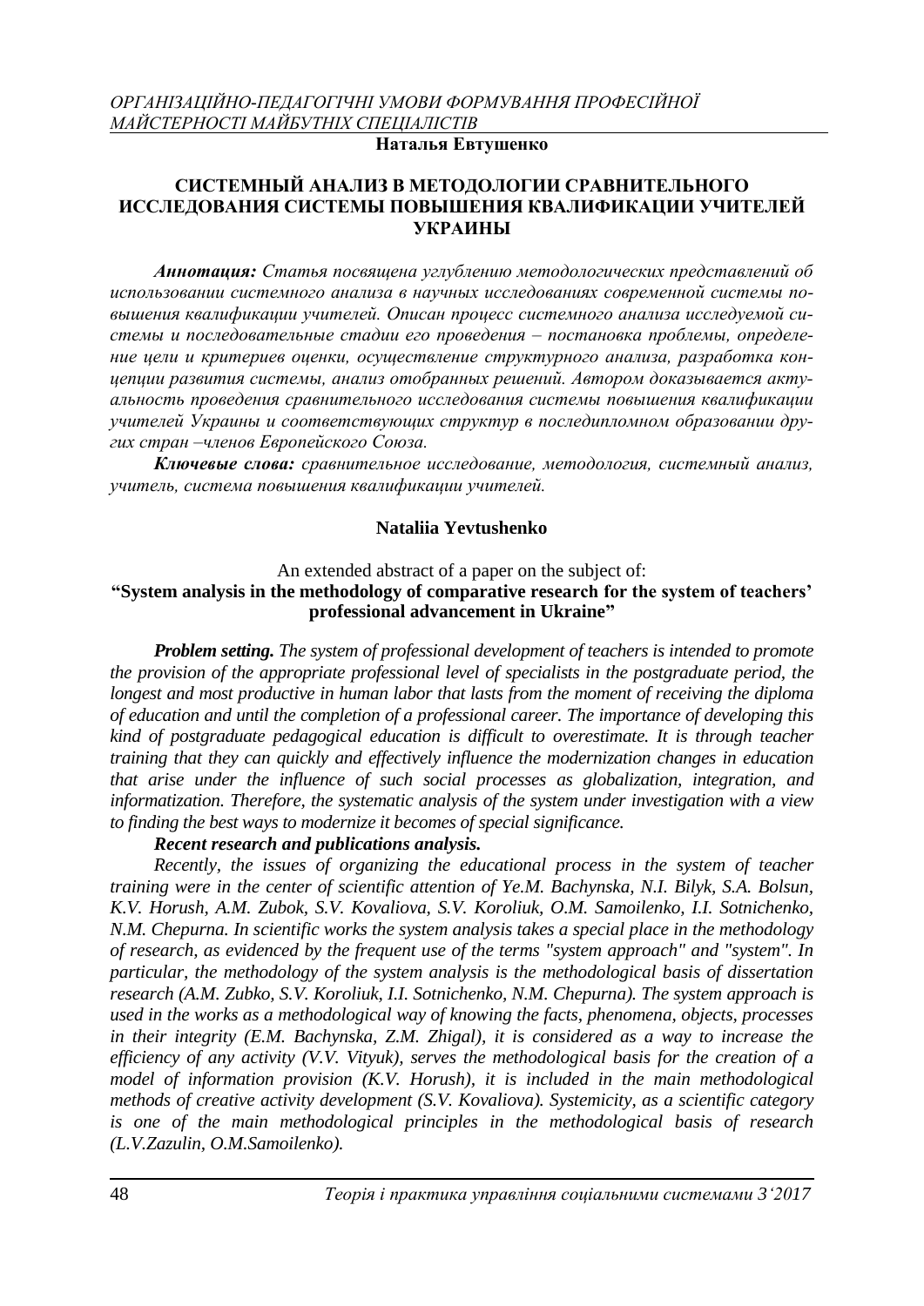**Наталья Евтушенко**

## СИСТЕМНЫЙ АНАЛИЗ В МЕТОДОЛОГИИ СРАВНИТЕЛЬНОГО ИССЛЕДОВАНИЯ СИСТЕМЫ ПОВЫШЕНИЯ КВАЛИФИКАЦИИ УЧИТЕЛЕЙ УКРАИНЫ

***Аннотация:*** *Статья посвящена углублению методологических представлений об использовании системного анализа в научных исследованиях современной системы повышения квалификации учителей. Описан процесс системного анализа исследуемой системы и последовательные стадии его проведения – постановка проблемы, определение цели и критериев оценки, осуществление структурного анализа, разработка концепции развития системы, анализ отобранных решений. Автором доказывается актуальность проведения сравнительного исследования системы повышения квалификации учителей Украины и соответствующих структур в последипломном образовании других стран –членов Европейского Союза.*

***Ключевые слова:*** *сравнительное исследование, методология, системный анализ, учитель, система повышения квалификации учителей.*

**Nataliia Yevtushenko**

An extended abstract of a paper on the subject of:
**"System analysis in the methodology of comparative research for the system of teachers' professional advancement in Ukraine"**

***Problem setting.*** *The system of professional development of teachers is intended to promote the provision of the appropriate professional level of specialists in the postgraduate period, the longest and most productive in human labor that lasts from the moment of receiving the diploma of education and until the completion of a professional career. The importance of developing this kind of postgraduate pedagogical education is difficult to overestimate. It is through teacher training that they can quickly and effectively influence the modernization changes in education that arise under the influence of such social processes as globalization, integration, and informatization. Therefore, the systematic analysis of the system under investigation with a view to finding the best ways to modernize it becomes of special significance.*

***Recent research and publications analysis.***

*Recently, the issues of organizing the educational process in the system of teacher training were in the center of scientific attention of Ye.M. Bachynska, N.I. Bilyk, S.A. Bolsun, K.V. Horush, A.M. Zubok, S.V. Kovaliova, S.V. Koroliuk, O.M. Samoilenko, I.I. Sotnichenko, N.M. Chepurna. In scientific works the system analysis takes a special place in the methodology of research, as evidenced by the frequent use of the terms "system approach" and "system". In particular, the methodology of the system analysis is the methodological basis of dissertation research (A.M. Zubko, S.V. Koroliuk, I.I. Sotnichenko, N.M. Chepurna). The system approach is used in the works as a methodological way of knowing the facts, phenomena, objects, processes in their integrity (E.M. Bachynska, Z.M. Zhigal), it is considered as a way to increase the efficiency of any activity (V.V. Vityuk), serves the methodological basis for the creation of a model of information provision (K.V. Horush), it is included in the main methodological methods of creative activity development (S.V. Kovaliova). Systemicity, as a scientific category is one of the main methodological principles in the methodological basis of research (L.V.Zazulin, O.M.Samoilenko).*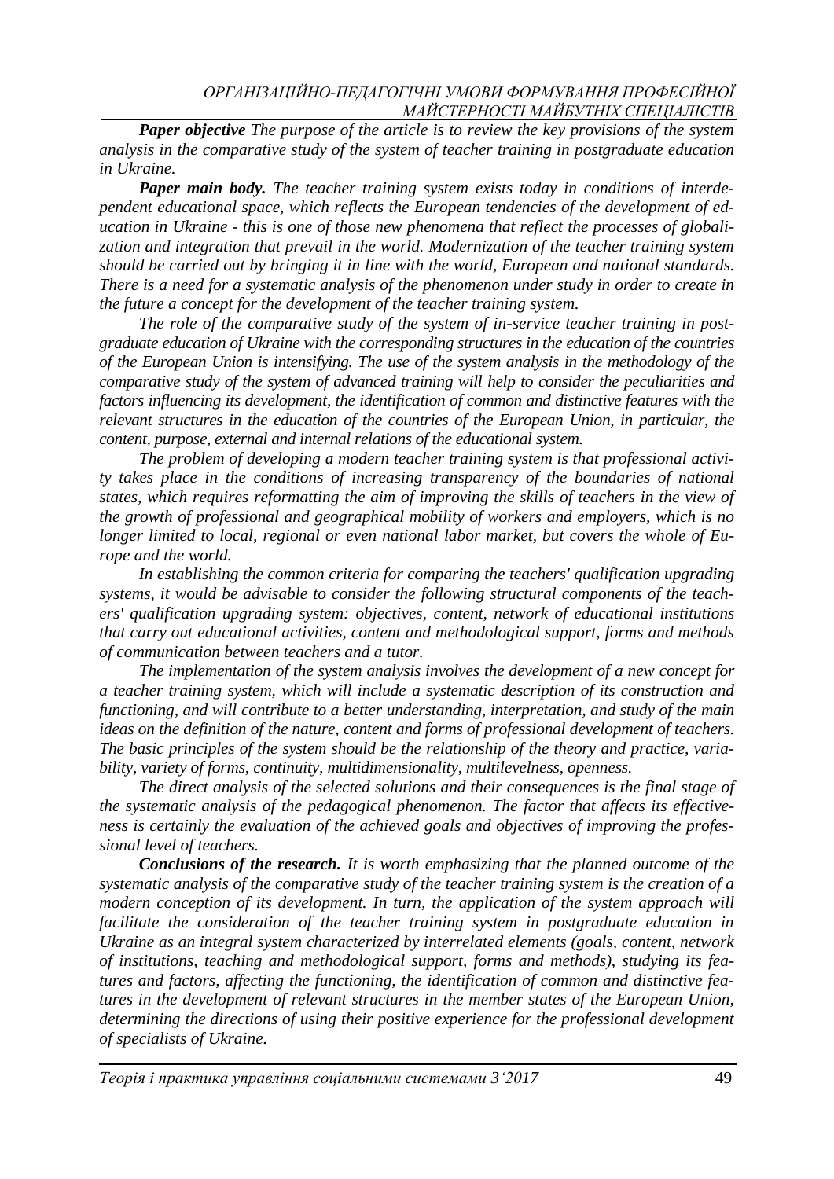***Paper objective*** *The purpose of the article is to review the key provisions of the system analysis in the comparative study of the system of teacher training in postgraduate education in Ukraine.*

***Paper main body.*** *The teacher training system exists today in conditions of interdependent educational space, which reflects the European tendencies of the development of education in Ukraine - this is one of those new phenomena that reflect the processes of globalization and integration that prevail in the world. Modernization of the teacher training system should be carried out by bringing it in line with the world, European and national standards. There is a need for a systematic analysis of the phenomenon under study in order to create in the future a concept for the development of the teacher training system.*

*The role of the comparative study of the system of in-service teacher training in postgraduate education of Ukraine with the corresponding structures in the education of the countries of the European Union is intensifying. The use of the system analysis in the methodology of the comparative study of the system of advanced training will help to consider the peculiarities and factors influencing its development, the identification of common and distinctive features with the relevant structures in the education of the countries of the European Union, in particular, the content, purpose, external and internal relations of the educational system.*

*The problem of developing a modern teacher training system is that professional activity takes place in the conditions of increasing transparency of the boundaries of national states, which requires reformatting the aim of improving the skills of teachers in the view of the growth of professional and geographical mobility of workers and employers, which is no longer limited to local, regional or even national labor market, but covers the whole of Europe and the world.*

*In establishing the common criteria for comparing the teachers' qualification upgrading systems, it would be advisable to consider the following structural components of the teachers' qualification upgrading system: objectives, content, network of educational institutions that carry out educational activities, content and methodological support, forms and methods of communication between teachers and a tutor.*

*The implementation of the system analysis involves the development of a new concept for a teacher training system, which will include a systematic description of its construction and functioning, and will contribute to a better understanding, interpretation, and study of the main ideas on the definition of the nature, content and forms of professional development of teachers. The basic principles of the system should be the relationship of the theory and practice, variability, variety of forms, continuity, multidimensionality, multilevelness, openness.*

*The direct analysis of the selected solutions and their consequences is the final stage of the systematic analysis of the pedagogical phenomenon. The factor that affects its effectiveness is certainly the evaluation of the achieved goals and objectives of improving the professional level of teachers.*

***Conclusions of the research.*** *It is worth emphasizing that the planned outcome of the systematic analysis of the comparative study of the teacher training system is the creation of a modern conception of its development. In turn, the application of the system approach will facilitate the consideration of the teacher training system in postgraduate education in Ukraine as an integral system characterized by interrelated elements (goals, content, network of institutions, teaching and methodological support, forms and methods), studying its features and factors, affecting the functioning, the identification of common and distinctive features in the development of relevant structures in the member states of the European Union, determining the directions of using their positive experience for the professional development of specialists of Ukraine.*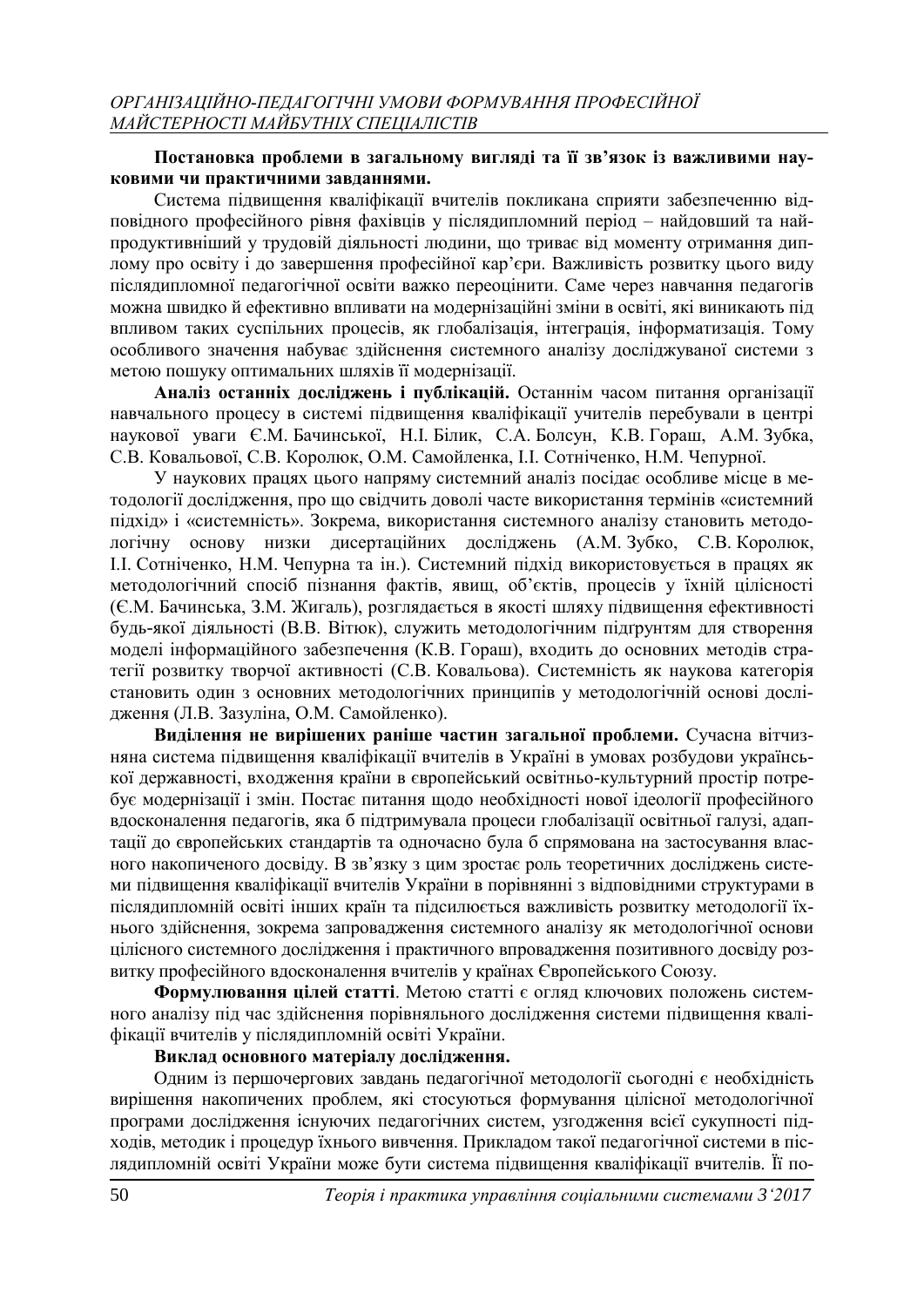**Постановка проблеми в загальному вигляді та її зв'язок із важливими науковими чи практичними завданнями.**

Система підвищення кваліфікації вчителів покликана сприяти забезпеченню відповідного професійного рівня фахівців у післядипломний період – найдовший та найпродуктивніший у трудовій діяльності людини, що триває від моменту отримання диплому про освіту і до завершення професійної кар'єри. Важливість розвитку цього виду післядипломної педагогічної освіти важко переоцінити. Саме через навчання педагогів можна швидко й ефективно впливати на модернізаційні зміни в освіті, які виникають під впливом таких суспільних процесів, як глобалізація, інтеграція, інформатизація. Тому особливого значення набуває здійснення системного аналізу досліджуваної системи з метою пошуку оптимальних шляхів її модернізації.

**Аналіз останніх досліджень і публікацій.** Останнім часом питання організації навчального процесу в системі підвищення кваліфікації учителів перебували в центрі наукової уваги Є.М. Бачинської, Н.І. Білик, С.А. Болсун, К.В. Гораш, А.М. Зубка, С.В. Ковальової, С.В. Королюк, О.М. Самойленка, І.І. Сотніченко, Н.М. Чепурної.

У наукових працях цього напряму системний аналіз посідає особливе місце в методології дослідження, про що свідчить доволі часте використання термінів «системний підхід» і «системність». Зокрема, використання системного аналізу становить методологічну основу низки дисертаційних досліджень (А.М. Зубко, С.В. Королюк, І.І. Сотніченко, Н.М. Чепурна та ін.). Системний підхід використовується в працях як методологічний спосіб пізнання фактів, явищ, об'єктів, процесів у їхній цілісності (Є.М. Бачинська, З.М. Жигаль), розглядається в якості шляху підвищення ефективності будь-якої діяльності (В.В. Вітюк), служить методологічним підґрунтям для створення моделі інформаційного забезпечення (К.В. Гораш), входить до основних методів стратегії розвитку творчої активності (С.В. Ковальова). Системність як наукова категорія становить один з основних методологічних принципів у методологічній основі дослідження (Л.В. Зазуліна, О.М. Самойленко).

**Виділення не вирішених раніше частин загальної проблеми.** Сучасна вітчизняна система підвищення кваліфікації вчителів в Україні в умовах розбудови української державності, входження країни в європейський освітньо-культурний простір потребує модернізації і змін. Постає питання щодо необхідності нової ідеології професійного вдосконалення педагогів, яка б підтримувала процеси глобалізації освітньої галузі, адаптації до європейських стандартів та одночасно була б спрямована на застосування власного накопиченого досвіду. В зв'язку з цим зростає роль теоретичних досліджень системи підвищення кваліфікації вчителів України в порівнянні з відповідними структурами в післядипломній освіті інших країн та підсилюється важливість розвитку методології їхнього здійснення, зокрема запровадження системного аналізу як методологічної основи цілісного системного дослідження і практичного впровадження позитивного досвіду розвитку професійного вдосконалення вчителів у країнах Європейського Союзу.

**Формулювання цілей статті**. Метою статті є огляд ключових положень системного аналізу під час здійснення порівняльного дослідження системи підвищення кваліфікації вчителів у післядипломній освіті України.

**Виклад основного матеріалу дослідження.**

Одним із першочергових завдань педагогічної методології сьогодні є необхідність вирішення накопичених проблем, які стосуються формування цілісної методологічної програми дослідження існуючих педагогічних систем, узгодження всієї сукупності підходів, методик і процедур їхнього вивчення. Прикладом такої педагогічної системи в післядипломній освіті України може бути система підвищення кваліфікації вчителів. Її по-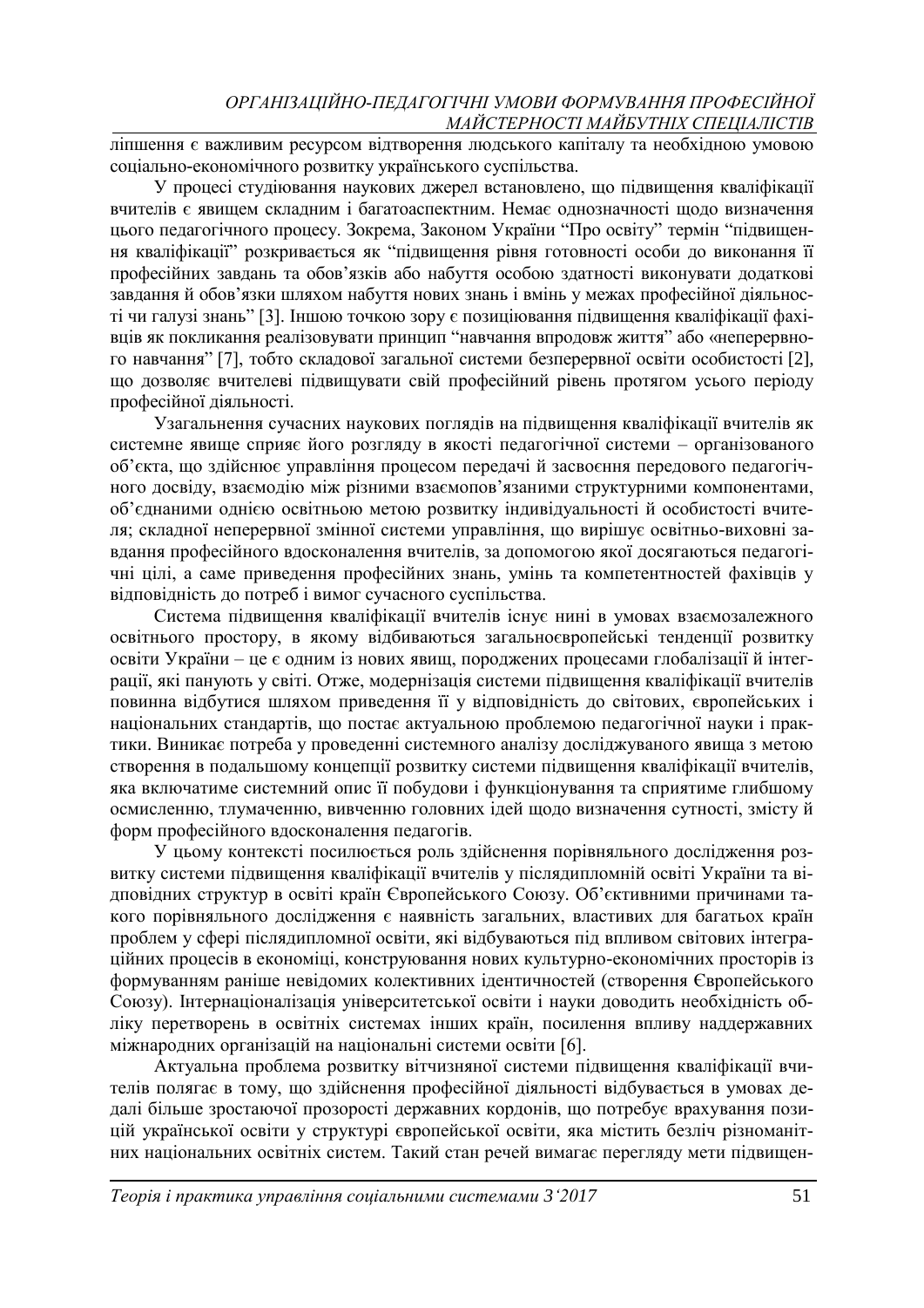ліпшення є важливим ресурсом відтворення людського капіталу та необхідною умовою соціально-економічного розвитку українського суспільства.

У процесі студіювання наукових джерел встановлено, що підвищення кваліфікації вчителів є явищем складним і багатоаспектним. Немає однозначності щодо визначення цього педагогічного процесу. Зокрема, Законом України "Про освіту" термін "підвищення кваліфікації" розкривається як "підвищення рівня готовності особи до виконання її професійних завдань та обов'язків або набуття особою здатності виконувати додаткові завдання й обов'язки шляхом набуття нових знань і вмінь у межах професійної діяльності чи галузі знань" [3]. Іншою точкою зору є позиціювання підвищення кваліфікації фахівців як покликання реалізовувати принцип "навчання впродовж життя" або «неперервного навчання" [7], тобто складової загальної системи безперервної освіти особистості [2], що дозволяє вчителеві підвищувати свій професійний рівень протягом усього періоду професійної діяльності.

Узагальнення сучасних наукових поглядів на підвищення кваліфікації вчителів як системне явище сприяє його розгляду в якості педагогічної системи – організованого об'єкта, що здійснює управління процесом передачі й засвоєння передового педагогічного досвіду, взаємодію між різними взаємопов'язаними структурними компонентами, об'єднаними однією освітньою метою розвитку індивідуальності й особистості вчителя; складної неперервної змінної системи управління, що вирішує освітньо-виховні завдання професійного вдосконалення вчителів, за допомогою якої досягаються педагогічні цілі, а саме приведення професійних знань, умінь та компетентностей фахівців у відповідність до потреб і вимог сучасного суспільства.

Система підвищення кваліфікації вчителів існує нині в умовах взаємозалежного освітнього простору, в якому відбиваються загальноєвропейські тенденції розвитку освіти України – це є одним із нових явищ, породжених процесами глобалізації й інтеграції, які панують у світі. Отже, модернізація системи підвищення кваліфікації вчителів повинна відбутися шляхом приведення її у відповідність до світових, європейських і національних стандартів, що постає актуальною проблемою педагогічної науки і практики. Виникає потреба у проведенні системного аналізу досліджуваного явища з метою створення в подальшому концепції розвитку системи підвищення кваліфікації вчителів, яка включатиме системний опис її побудови і функціонування та сприятиме глибшому осмисленню, тлумаченню, вивченню головних ідей щодо визначення сутності, змісту й форм професійного вдосконалення педагогів.

У цьому контексті посилюється роль здійснення порівняльного дослідження розвитку системи підвищення кваліфікації вчителів у післядипломній освіті України та відповідних структур в освіті країн Європейського Союзу. Об'єктивними причинами такого порівняльного дослідження є наявність загальних, властивих для багатьох країн проблем у сфері післядипломної освіти, які відбуваються під впливом світових інтеграційних процесів в економіці, конструювання нових культурно-економічних просторів із формуванням раніше невідомих колективних ідентичностей (створення Європейського Союзу). Інтернаціоналізація університетської освіти і науки доводить необхідність обліку перетворень в освітніх системах інших країн, посилення впливу наддержавних міжнародних організацій на національні системи освіти [6].

Актуальна проблема розвитку вітчизняної системи підвищення кваліфікації вчителів полягає в тому, що здійснення професійної діяльності відбувається в умовах дедалі більше зростаючої прозорості державних кордонів, що потребує врахування позицій української освіти у структурі європейської освіти, яка містить безліч різноманітних національних освітніх систем. Такий стан речей вимагає перегляду мети підвищен-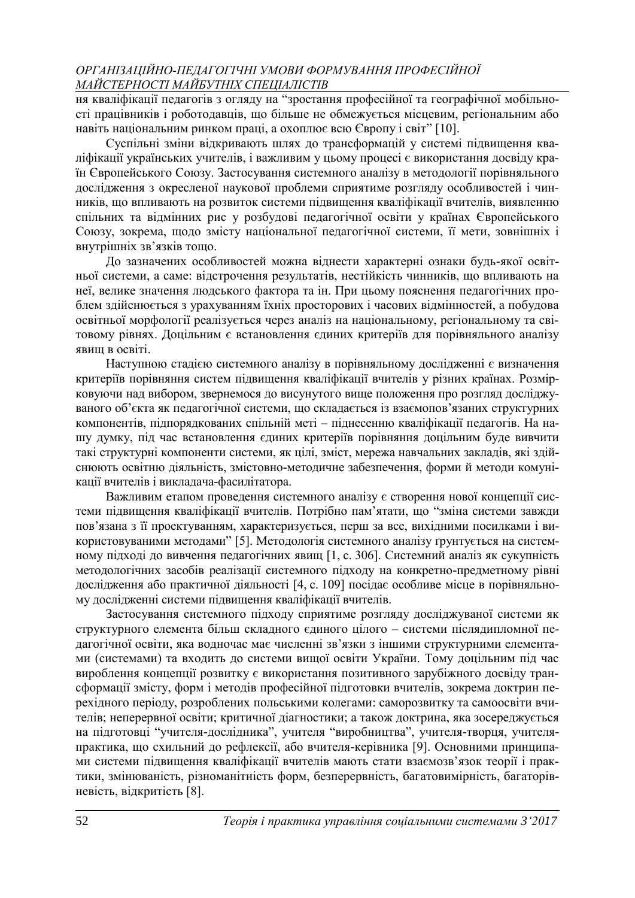ня кваліфікації педагогів з огляду на "зростання професійної та географічної мобільності працівників і роботодавців, що більше не обмежується місцевим, регіональним або навіть національним ринком праці, а охоплює всю Європу і світ" [10].

Суспільні зміни відкривають шлях до трансформацій у системі підвищення кваліфікації українських учителів, і важливим у цьому процесі є використання досвіду країн Європейського Союзу. Застосування системного аналізу в методології порівняльного дослідження з окресленої наукової проблеми сприятиме розгляду особливостей і чинників, що впливають на розвиток системи підвищення кваліфікації вчителів, виявленню спільних та відмінних рис у розбудові педагогічної освіти у країнах Європейського Союзу, зокрема, щодо змісту національної педагогічної системи, її мети, зовнішніх і внутрішніх зв'язків тощо.

До зазначених особливостей можна віднести характерні ознаки будь-якої освітньої системи, а саме: відстрочення результатів, нестійкість чинників, що впливають на неї, велике значення людського фактора та ін. При цьому пояснення педагогічних проблем здійснюється з урахуванням їхніх просторових і часових відмінностей, а побудова освітньої морфології реалізується через аналіз на національному, регіональному та світовому рівнях. Доцільним є встановлення єдиних критеріїв для порівняльного аналізу явищ в освіті.

Наступною стадією системного аналізу в порівняльному дослідженні є визначення критеріїв порівняння систем підвищення кваліфікації вчителів у різних країнах. Розмірковуючи над вибором, звернемося до висунутого вище положення про розгляд досліджуваного об'єкта як педагогічної системи, що складається із взаємопов'язаних структурних компонентів, підпорядкованих спільній меті – піднесенню кваліфікації педагогів. На нашу думку, під час встановлення єдиних критеріїв порівняння доцільним буде вивчити такі структурні компоненти системи, як цілі, зміст, мережа навчальних закладів, які здійснюють освітню діяльність, змістовно-методичне забезпечення, форми й методи комунікації вчителів і викладача-фасилітатора.

Важливим етапом проведення системного аналізу є створення нової концепції системи підвищення кваліфікації вчителів. Потрібно пам'ятати, що "зміна системи завжди пов'язана з її проектуванням, характеризується, перш за все, вихідними посилками і використовуваними методами" [5]. Методологія системного аналізу ґрунтується на системному підході до вивчення педагогічних явищ [1, с. 306]. Системний аналіз як сукупність методологічних засобів реалізації системного підходу на конкретно-предметному рівні дослідження або практичної діяльності [4, с. 109] посідає особливе місце в порівняльному дослідженні системи підвищення кваліфікації вчителів.

Застосування системного підходу сприятиме розгляду досліджуваної системи як структурного елемента більш складного єдиного цілого – системи післядипломної педагогічної освіти, яка водночас має численні зв'язки з іншими структурними елементами (системами) та входить до системи вищої освіти України. Тому доцільним під час вироблення концепції розвитку є використання позитивного зарубіжного досвіду трансформації змісту, форм і методів професійної підготовки вчителів, зокрема доктрин перехідного періоду, розроблених польськими колегами: саморозвитку та самоосвіти вчителів; неперервної освіти; критичної діагностики; а також доктрина, яка зосереджується на підготовці "учителя-дослідника", учителя "виробництва", учителя-творця, учителя-практика, що схильний до рефлексії, або вчителя-керівника [9]. Основними принципами системи підвищення кваліфікації вчителів мають стати взаємозв'язок теорії і практики, змінюваність, різноманітність форм, безперервність, багатовимірність, багаторівневість, відкритість [8].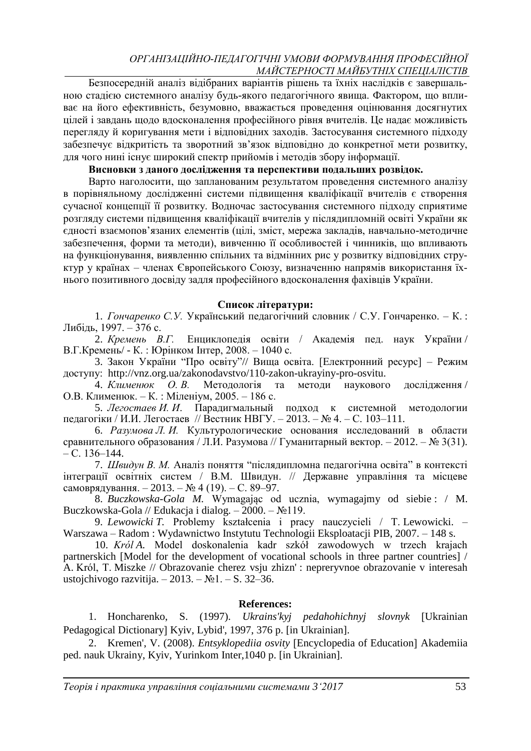Безпосередній аналіз відібраних варіантів рішень та їхніх наслідків є завершальною стадією системного аналізу будь-якого педагогічного явища. Фактором, що впливає на його ефективність, безумовно, вважається проведення оцінювання досягнутих цілей і завдань щодо вдосконалення професійного рівня вчителів. Це надає можливість перегляду й коригування мети і відповідних заходів. Застосування системного підходу забезпечує відкритість та зворотний зв'язок відповідно до конкретної мети розвитку, для чого нині існує широкий спектр прийомів і методів збору інформації.

**Висновки з даного дослідження та перспективи подальших розвідок.**

Варто наголосити, що запланованим результатом проведення системного аналізу в порівняльному дослідженні системи підвищення кваліфікації вчителів є створення сучасної концепції її розвитку. Водночас застосування системного підходу сприятиме розгляду системи підвищення кваліфікації вчителів у післядипломній освіті України як єдності взаємопов'язаних елементів (цілі, зміст, мережа закладів, навчально-методичне забезпечення, форми та методи), вивченню її особливостей і чинників, що впливають на функціонування, виявленню спільних та відмінних рис у розвитку відповідних структур у країнах – членах Європейського Союзу, визначенню напрямів використання їхнього позитивного досвіду задля професійного вдосконалення фахівців України.

**Список літератури:**

1. *Гончаренко С.У.* Український педагогічний словник / С.У. Гончаренко. – К. : Либідь, 1997. – 376 с.
2. *Кремень В.Г.* Енциклопедія освіти / Академія пед. наук України / В.Г.Кремень/ - К. : Юрінком Інтер, 2008. – 1040 с.
3. Закон України "Про освіту"// Вища освіта. [Електронний ресурс] – Режим доступу: http://vnz.org.ua/zakonodavstvo/110-zakon-ukrayiny-pro-osvitu.
4. *Клименюк О. В.* Методологія та методи наукового дослідження / О.В. Клименюк. – К. : Мiленiум, 2005. – 186 с.
5. *Легостаев И. И*. Парадигмальный подход к системной методологии педагогіки / И.И. Легостаев // Вестник НВГУ. – 2013. – № 4. – С. 103–111.
6. *Разумова Л. И.* Культурологические основания исследований в области сравнительного образования / Л.И. Разумова // Гуманитарный вектор. – 2012. – № 3(31). – С. 136–144.
7. *Швидун В. М.* Аналіз поняття "післядипломна педагогічна освіта" в контексті інтеграції освітніх систем / В.М. Швидун. // Державне управління та місцеве самоврядування. – 2013. – № 4 (19). – С. 89–97.
8. *Buczkowska-Gola M.* Wymagając od ucznia, wymagajmy od siebie : / M. Buczkowska-Gola // Edukacja i dialog. – 2000. – №119.
9. *Lewowicki T.* Problemy kształcenia i pracy nauczycieli / T. Lewowicki. – Warszawa – Radom : Wydawnictwo Instytutu Technologii Eksploatacji PIB, 2007. – 148 s.
10. *Król A.* Model doskonalenia kadr szkół zawodowych w trzech krajach partnerskich [Model for the development of vocational schools in three partner countries] / A. Król, T. Miszke // Obrazovanie cherez vsju zhizn' : nepreryvnoe obrazovanie v interesah ustojchivogo razvitija. – 2013. – №1. – S. 32–36.

**References:**

1. Honcharenko, S. (1997). *Ukrains'kyj pedahohichnyj slovnyk* [Ukrainian Pedagogical Dictionary] Kyiv, Lybid', 1997, 376 p. [in Ukrainian].
2. Kremen', V. (2008). *Entsyklopediia osvity* [Encyclopedia of Education] Akademiia ped. nauk Ukrainy, Kyiv, Yurinkom Inter,1040 p. [in Ukrainian].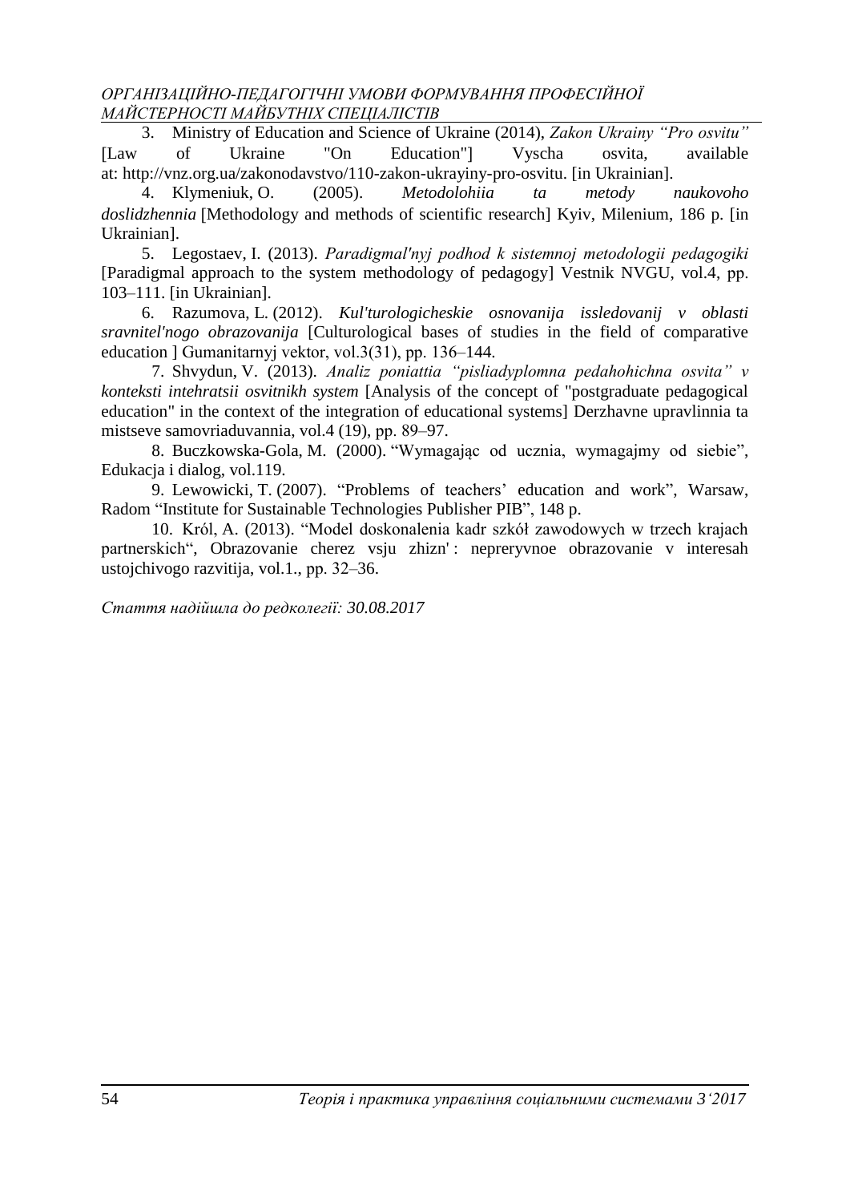3. Ministry of Education and Science of Ukraine (2014), *Zakon Ukrainy "Pro osvitu"* [Law of Ukraine "On Education"] Vyscha osvita, available at: http://vnz.org.ua/zakonodavstvo/110-zakon-ukrayiny-pro-osvitu. [in Ukrainian].

4. Klymeniuk, O. (2005). *Metodolohiia ta metody naukovoho doslidzhennia* [Methodology and methods of scientific research] Kyiv, Milenium, 186 p. [in Ukrainian].

5. Legostaev, I. (2013). *Paradigmal'nyj podhod k sistemnoj metodologii pedagogiki* [Paradigmal approach to the system methodology of pedagogy] Vestnik NVGU, vol.4, pp. 103–111. [in Ukrainian].

6. Razumova, L. (2012). *Kul'turologicheskie osnovanija issledovanij v oblasti sravnitel'nogo obrazovanija* [Culturological bases of studies in the field of comparative education ] Gumanitarnyj vektor, vol.3(31), pp. 136–144.

7. Shvydun, V. (2013). *Analiz poniattia "pisliadyplomna pedahohichna osvita" v konteksti intehratsii osvitnikh system* [Analysis of the concept of "postgraduate pedagogical education" in the context of the integration of educational systems] Derzhavne upravlinnia ta mistseve samovriaduvannia, vol.4 (19), pp. 89–97.

8. Buczkowska-Gola, M. (2000). "Wymagając od ucznia, wymagajmy od siebie", Edukacja i dialog, vol.119.

9. Lewowicki, T. (2007). "Problems of teachers' education and work", Warsaw, Radom "Institute for Sustainable Technologies Publisher PIB", 148 p.

10. Król, A. (2013). "Model doskonalenia kadr szkół zawodowych w trzech krajach partnerskich", Obrazovanie cherez vsju zhizn' : nepreryvnoe obrazovanie v interesah ustojchivogo razvitija, vol.1., pp. 32–36.

*Стаття надійшла до редколегії: 30.08.2017*